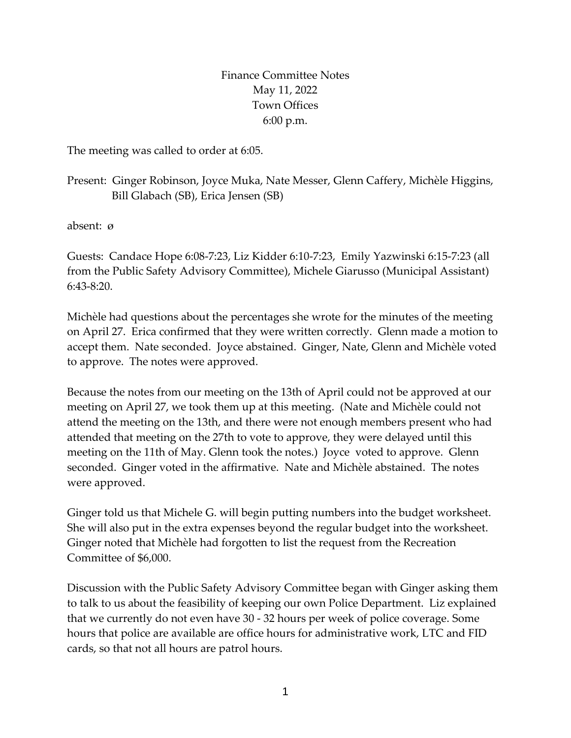# Finance Committee Notes
May 11, 2022
Town Offices
6:00 p.m.

The meeting was called to order at 6:05.

Present: Ginger Robinson, Joyce Muka, Nate Messer, Glenn Caffery, Michèle Higgins, Bill Glabach (SB), Erica Jensen (SB)

absent: ø

Guests: Candace Hope 6:08-7:23, Liz Kidder 6:10-7:23, Emily Yazwinski 6:15-7:23 (all from the Public Safety Advisory Committee), Michele Giarusso (Municipal Assistant) 6:43-8:20.

Michèle had questions about the percentages she wrote for the minutes of the meeting on April 27. Erica confirmed that they were written correctly. Glenn made a motion to accept them. Nate seconded. Joyce abstained. Ginger, Nate, Glenn and Michèle voted to approve. The notes were approved.

Because the notes from our meeting on the 13th of April could not be approved at our meeting on April 27, we took them up at this meeting. (Nate and Michèle could not attend the meeting on the 13th, and there were not enough members present who had attended that meeting on the 27th to vote to approve, they were delayed until this meeting on the 11th of May. Glenn took the notes.) Joyce voted to approve. Glenn seconded. Ginger voted in the affirmative. Nate and Michèle abstained. The notes were approved.

Ginger told us that Michele G. will begin putting numbers into the budget worksheet. She will also put in the extra expenses beyond the regular budget into the worksheet. Ginger noted that Michèle had forgotten to list the request from the Recreation Committee of $6,000.

Discussion with the Public Safety Advisory Committee began with Ginger asking them to talk to us about the feasibility of keeping our own Police Department. Liz explained that we currently do not even have 30 - 32 hours per week of police coverage. Some hours that police are available are office hours for administrative work, LTC and FID cards, so that not all hours are patrol hours.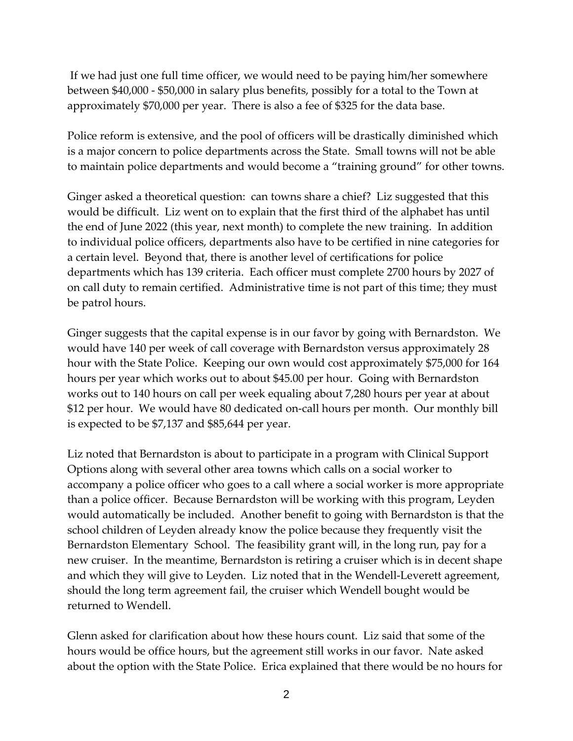If we had just one full time officer, we would need to be paying him/her somewhere between $40,000 - $50,000 in salary plus benefits, possibly for a total to the Town at approximately $70,000 per year. There is also a fee of $325 for the data base.

Police reform is extensive, and the pool of officers will be drastically diminished which is a major concern to police departments across the State. Small towns will not be able to maintain police departments and would become a "training ground" for other towns.

Ginger asked a theoretical question: can towns share a chief? Liz suggested that this would be difficult. Liz went on to explain that the first third of the alphabet has until the end of June 2022 (this year, next month) to complete the new training. In addition to individual police officers, departments also have to be certified in nine categories for a certain level. Beyond that, there is another level of certifications for police departments which has 139 criteria. Each officer must complete 2700 hours by 2027 of on call duty to remain certified. Administrative time is not part of this time; they must be patrol hours.

Ginger suggests that the capital expense is in our favor by going with Bernardston. We would have 140 per week of call coverage with Bernardston versus approximately 28 hour with the State Police. Keeping our own would cost approximately $75,000 for 164 hours per year which works out to about $45.00 per hour. Going with Bernardston works out to 140 hours on call per week equaling about 7,280 hours per year at about $12 per hour. We would have 80 dedicated on-call hours per month. Our monthly bill is expected to be $7,137 and $85,644 per year.

Liz noted that Bernardston is about to participate in a program with Clinical Support Options along with several other area towns which calls on a social worker to accompany a police officer who goes to a call where a social worker is more appropriate than a police officer. Because Bernardston will be working with this program, Leyden would automatically be included. Another benefit to going with Bernardston is that the school children of Leyden already know the police because they frequently visit the Bernardston Elementary School. The feasibility grant will, in the long run, pay for a new cruiser. In the meantime, Bernardston is retiring a cruiser which is in decent shape and which they will give to Leyden. Liz noted that in the Wendell-Leverett agreement, should the long term agreement fail, the cruiser which Wendell bought would be returned to Wendell.

Glenn asked for clarification about how these hours count. Liz said that some of the hours would be office hours, but the agreement still works in our favor. Nate asked about the option with the State Police. Erica explained that there would be no hours for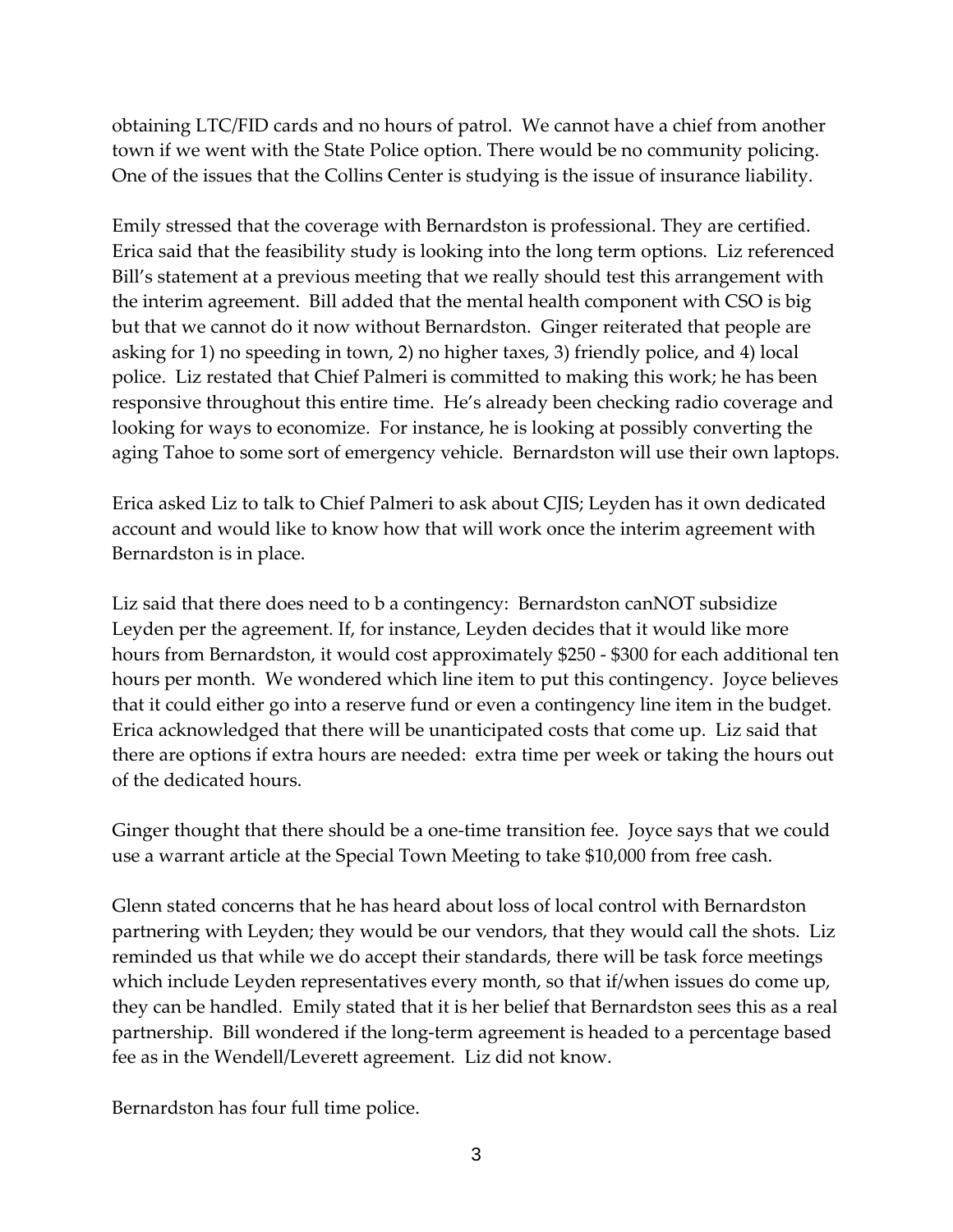obtaining LTC/FID cards and no hours of patrol. We cannot have a chief from another town if we went with the State Police option. There would be no community policing. One of the issues that the Collins Center is studying is the issue of insurance liability.

Emily stressed that the coverage with Bernardston is professional. They are certified. Erica said that the feasibility study is looking into the long term options. Liz referenced Bill's statement at a previous meeting that we really should test this arrangement with the interim agreement. Bill added that the mental health component with CSO is big but that we cannot do it now without Bernardston. Ginger reiterated that people are asking for 1) no speeding in town, 2) no higher taxes, 3) friendly police, and 4) local police. Liz restated that Chief Palmeri is committed to making this work; he has been responsive throughout this entire time. He's already been checking radio coverage and looking for ways to economize. For instance, he is looking at possibly converting the aging Tahoe to some sort of emergency vehicle. Bernardston will use their own laptops.

Erica asked Liz to talk to Chief Palmeri to ask about CJIS; Leyden has it own dedicated account and would like to know how that will work once the interim agreement with Bernardston is in place.

Liz said that there does need to b a contingency: Bernardston canNOT subsidize Leyden per the agreement. If, for instance, Leyden decides that it would like more hours from Bernardston, it would cost approximately $250 - $300 for each additional ten hours per month. We wondered which line item to put this contingency. Joyce believes that it could either go into a reserve fund or even a contingency line item in the budget. Erica acknowledged that there will be unanticipated costs that come up. Liz said that there are options if extra hours are needed: extra time per week or taking the hours out of the dedicated hours.

Ginger thought that there should be a one-time transition fee. Joyce says that we could use a warrant article at the Special Town Meeting to take $10,000 from free cash.

Glenn stated concerns that he has heard about loss of local control with Bernardston partnering with Leyden; they would be our vendors, that they would call the shots. Liz reminded us that while we do accept their standards, there will be task force meetings which include Leyden representatives every month, so that if/when issues do come up, they can be handled. Emily stated that it is her belief that Bernardston sees this as a real partnership. Bill wondered if the long-term agreement is headed to a percentage based fee as in the Wendell/Leverett agreement. Liz did not know.

Bernardston has four full time police.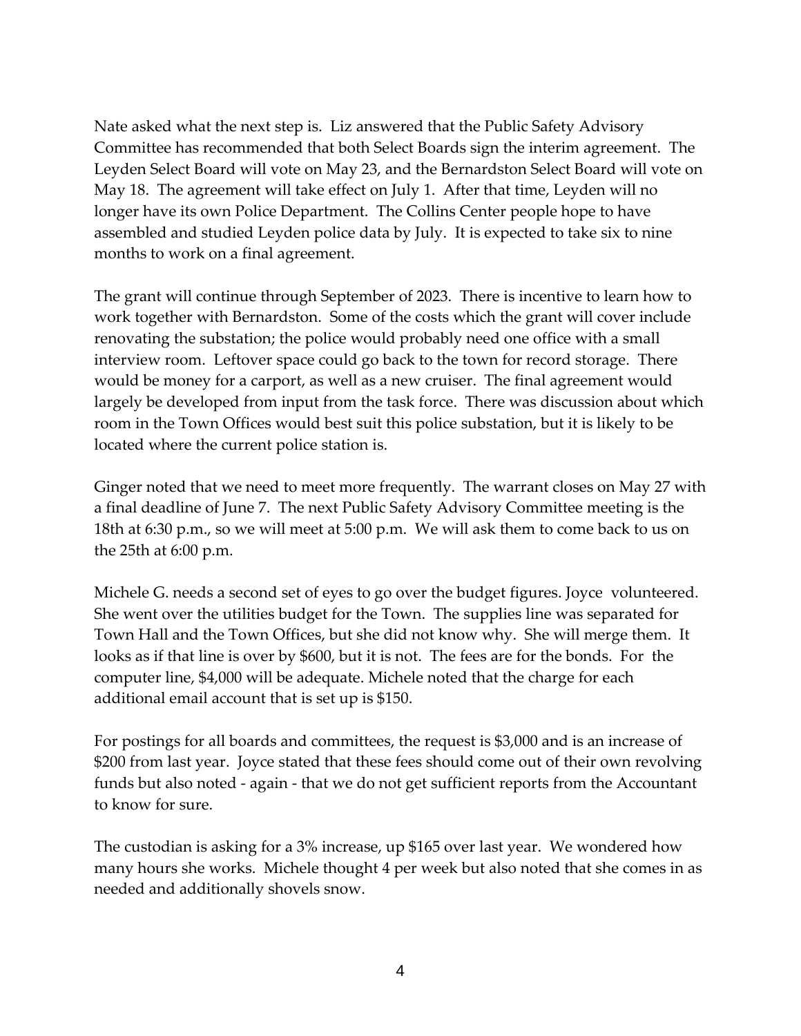Nate asked what the next step is. Liz answered that the Public Safety Advisory Committee has recommended that both Select Boards sign the interim agreement. The Leyden Select Board will vote on May 23, and the Bernardston Select Board will vote on May 18. The agreement will take effect on July 1. After that time, Leyden will no longer have its own Police Department. The Collins Center people hope to have assembled and studied Leyden police data by July. It is expected to take six to nine months to work on a final agreement.

The grant will continue through September of 2023. There is incentive to learn how to work together with Bernardston. Some of the costs which the grant will cover include renovating the substation; the police would probably need one office with a small interview room. Leftover space could go back to the town for record storage. There would be money for a carport, as well as a new cruiser. The final agreement would largely be developed from input from the task force. There was discussion about which room in the Town Offices would best suit this police substation, but it is likely to be located where the current police station is.

Ginger noted that we need to meet more frequently. The warrant closes on May 27 with a final deadline of June 7. The next Public Safety Advisory Committee meeting is the 18th at 6:30 p.m., so we will meet at 5:00 p.m. We will ask them to come back to us on the 25th at 6:00 p.m.

Michele G. needs a second set of eyes to go over the budget figures. Joyce volunteered. She went over the utilities budget for the Town. The supplies line was separated for Town Hall and the Town Offices, but she did not know why. She will merge them. It looks as if that line is over by $600, but it is not. The fees are for the bonds. For the computer line, $4,000 will be adequate. Michele noted that the charge for each additional email account that is set up is $150.

For postings for all boards and committees, the request is $3,000 and is an increase of $200 from last year. Joyce stated that these fees should come out of their own revolving funds but also noted - again - that we do not get sufficient reports from the Accountant to know for sure.

The custodian is asking for a 3% increase, up $165 over last year. We wondered how many hours she works. Michele thought 4 per week but also noted that she comes in as needed and additionally shovels snow.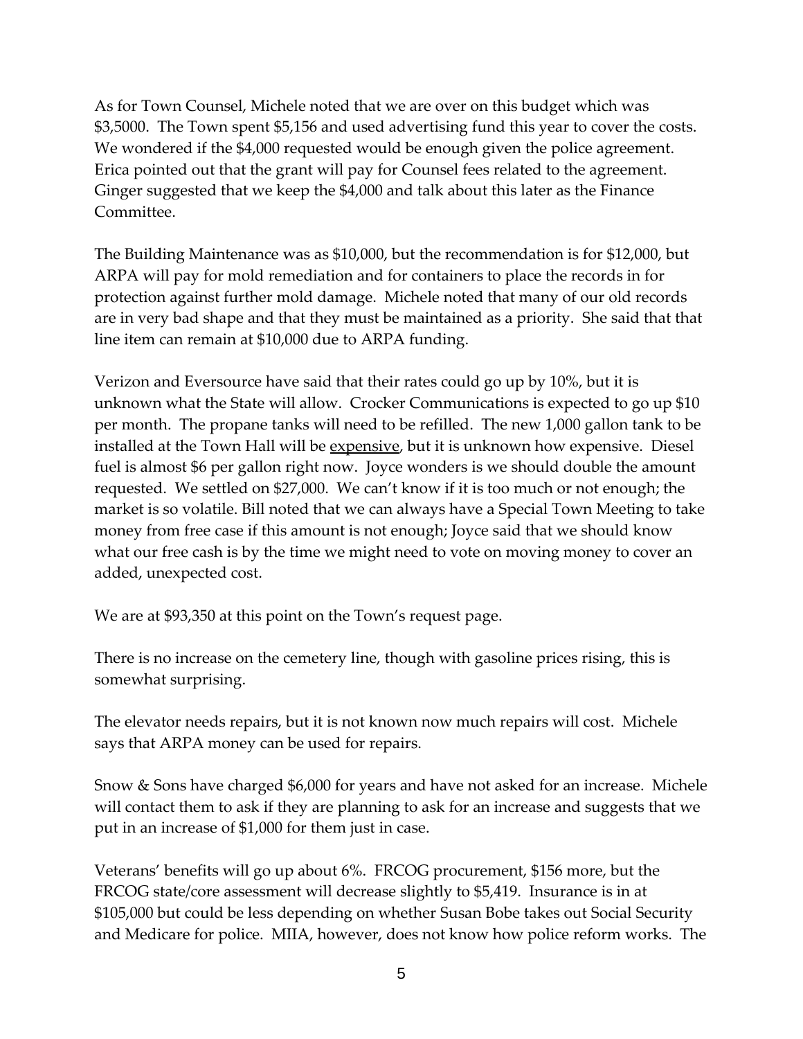As for Town Counsel, Michele noted that we are over on this budget which was $3,5000. The Town spent $5,156 and used advertising fund this year to cover the costs. We wondered if the $4,000 requested would be enough given the police agreement. Erica pointed out that the grant will pay for Counsel fees related to the agreement. Ginger suggested that we keep the $4,000 and talk about this later as the Finance Committee.

The Building Maintenance was as $10,000, but the recommendation is for $12,000, but ARPA will pay for mold remediation and for containers to place the records in for protection against further mold damage. Michele noted that many of our old records are in very bad shape and that they must be maintained as a priority. She said that that line item can remain at $10,000 due to ARPA funding.

Verizon and Eversource have said that their rates could go up by 10%, but it is unknown what the State will allow. Crocker Communications is expected to go up $10 per month. The propane tanks will need to be refilled. The new 1,000 gallon tank to be installed at the Town Hall will be <u>expensive</u>, but it is unknown how expensive. Diesel fuel is almost $6 per gallon right now. Joyce wonders is we should double the amount requested. We settled on $27,000. We can't know if it is too much or not enough; the market is so volatile. Bill noted that we can always have a Special Town Meeting to take money from free case if this amount is not enough; Joyce said that we should know what our free cash is by the time we might need to vote on moving money to cover an added, unexpected cost.

We are at $93,350 at this point on the Town's request page.

There is no increase on the cemetery line, though with gasoline prices rising, this is somewhat surprising.

The elevator needs repairs, but it is not known now much repairs will cost. Michele says that ARPA money can be used for repairs.

Snow & Sons have charged $6,000 for years and have not asked for an increase. Michele will contact them to ask if they are planning to ask for an increase and suggests that we put in an increase of $1,000 for them just in case.

Veterans' benefits will go up about 6%. FRCOG procurement, $156 more, but the FRCOG state/core assessment will decrease slightly to $5,419. Insurance is in at $105,000 but could be less depending on whether Susan Bobe takes out Social Security and Medicare for police. MIIA, however, does not know how police reform works. The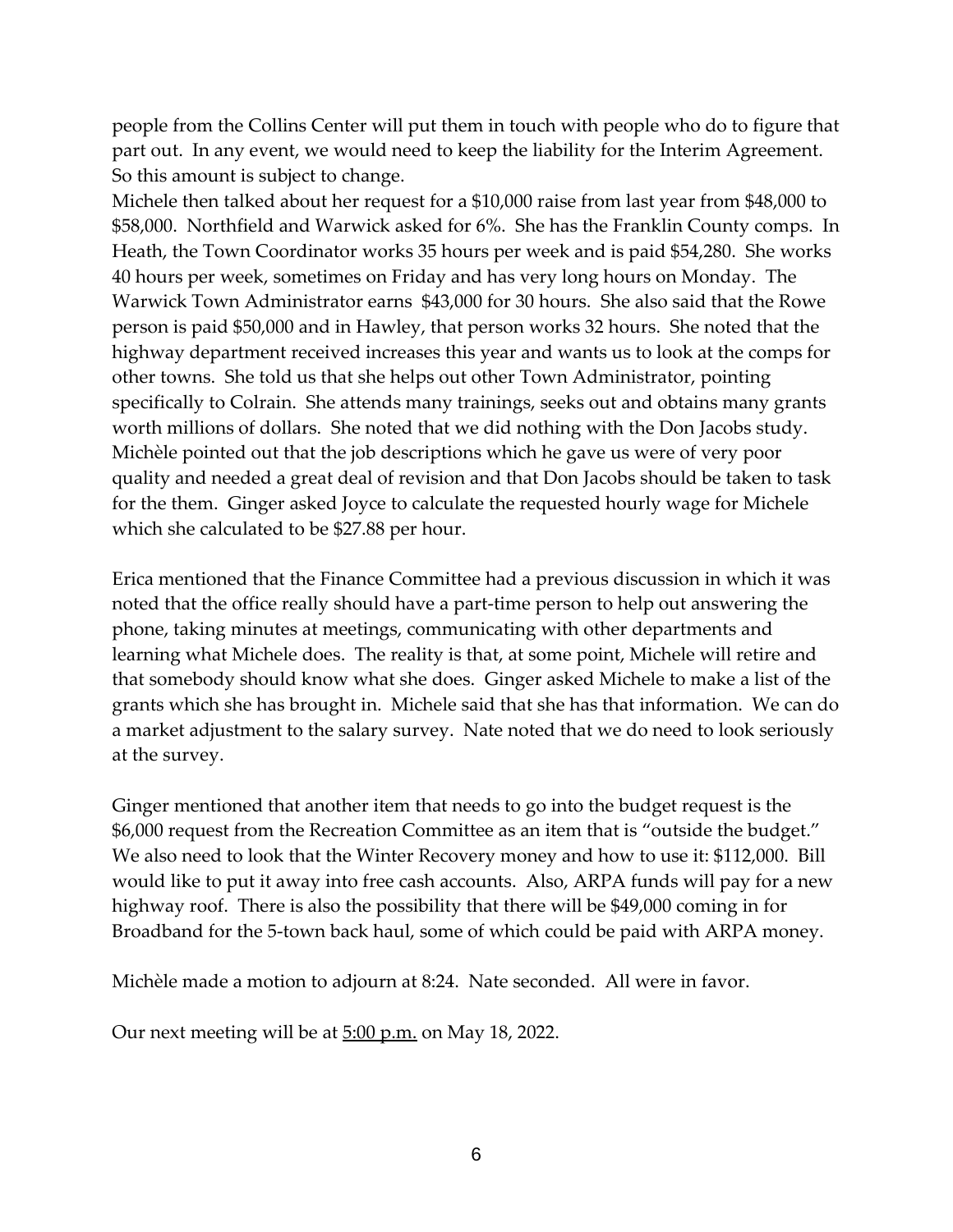people from the Collins Center will put them in touch with people who do to figure that part out. In any event, we would need to keep the liability for the Interim Agreement. So this amount is subject to change.
Michele then talked about her request for a $10,000 raise from last year from $48,000 to $58,000. Northfield and Warwick asked for 6%. She has the Franklin County comps. In Heath, the Town Coordinator works 35 hours per week and is paid $54,280. She works 40 hours per week, sometimes on Friday and has very long hours on Monday. The Warwick Town Administrator earns $43,000 for 30 hours. She also said that the Rowe person is paid $50,000 and in Hawley, that person works 32 hours. She noted that the highway department received increases this year and wants us to look at the comps for other towns. She told us that she helps out other Town Administrator, pointing specifically to Colrain. She attends many trainings, seeks out and obtains many grants worth millions of dollars. She noted that we did nothing with the Don Jacobs study. Michèle pointed out that the job descriptions which he gave us were of very poor quality and needed a great deal of revision and that Don Jacobs should be taken to task for the them. Ginger asked Joyce to calculate the requested hourly wage for Michele which she calculated to be $27.88 per hour.

Erica mentioned that the Finance Committee had a previous discussion in which it was noted that the office really should have a part-time person to help out answering the phone, taking minutes at meetings, communicating with other departments and learning what Michele does. The reality is that, at some point, Michele will retire and that somebody should know what she does. Ginger asked Michele to make a list of the grants which she has brought in. Michele said that she has that information. We can do a market adjustment to the salary survey. Nate noted that we do need to look seriously at the survey.

Ginger mentioned that another item that needs to go into the budget request is the $6,000 request from the Recreation Committee as an item that is "outside the budget." We also need to look that the Winter Recovery money and how to use it: $112,000. Bill would like to put it away into free cash accounts. Also, ARPA funds will pay for a new highway roof. There is also the possibility that there will be $49,000 coming in for Broadband for the 5-town back haul, some of which could be paid with ARPA money.

Michèle made a motion to adjourn at 8:24. Nate seconded. All were in favor.

Our next meeting will be at <u>5:00 p.m.</u> on May 18, 2022.